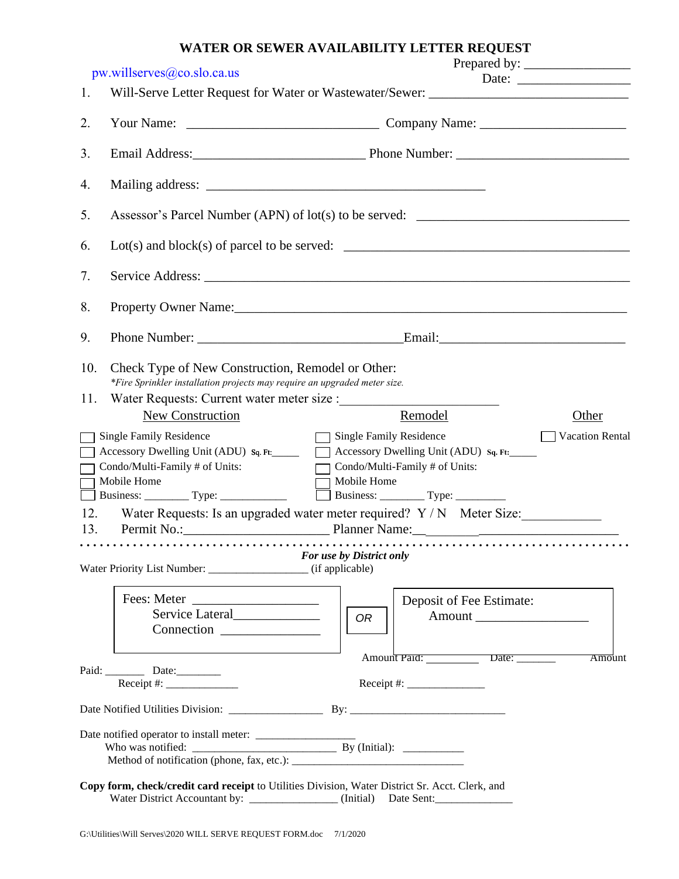# WATER OR SEWER AVAILABILITY LETTER REQUEST

pw.willserves@co.slo.ca.us

Prepared by: ________________
Date: ________________

1. Will-Serve Letter Request for Water or Wastewater/Sewer: ______________________________

2. Your Name: ____________________________ Company Name: _____________________

3. Email Address:________________________ Phone Number: ________________________

4. Mailing address: __________________________________________

5. Assessor's Parcel Number (APN) of lot(s) to be served: _______________________________

6. Lot(s) and block(s) of parcel to be served: ________________________________________

7. Service Address: _________________________________________________________________

8. Property Owner Name:____________________________________________________________

9. Phone Number: _____________________________Email:___________________________

10. Check Type of New Construction, Remodel or Other:
*\*Fire Sprinkler installation projects may require an upgraded meter size.*

11. Water Requests: Current water meter size :______________________

| New Construction | Remodel | Other |
|---|---|---|
| ☐ Single Family Residence | ☐ Single Family Residence | ☐ Vacation Rental |
| ☐ Accessory Dwelling Unit (ADU) Sq. Ft:_____ | ☐ Accessory Dwelling Unit (ADU) Sq. Ft:_____ | |
| ☐ Condo/Multi-Family # of Units: | ☐ Condo/Multi-Family # of Units: | |
| ☐ Mobile Home | ☐ Mobile Home | |
| ☐ Business: _______ Type: ___________ | ☐ Business: _______ Type: ________ | |

12. Water Requests: Is an upgraded water meter required? Y / N Meter Size:___________

13. Permit No.:_____________________ Planner Name:______________________________

---

***For use by District only***

Water Priority List Number: _________________ (if applicable)

| Fees: Meter __________________ <br> Service Lateral_____________ <br> Connection _______________ | OR | Deposit of Fee Estimate: <br> Amount _________________ |
|---|---|---|

Amount Paid: _________ Date: _______ Amount

Paid: _______ Date:________
Receipt #: _____________

Receipt #: _____________

Date Notified Utilities Division: ________________ By: ___________________________

Date notified operator to install meter: _________________
Who was notified: __________________________ By (Initial): __________
Method of notification (phone, fax, etc.): _______________________________

**Copy form, check/credit card receipt** to Utilities Division, Water District Sr. Acct. Clerk, and Water District Accountant by: _______________ (Initial) Date Sent:_____________

G:\Utilities\Will Serves\2020 WILL SERVE REQUEST FORM.doc 7/1/2020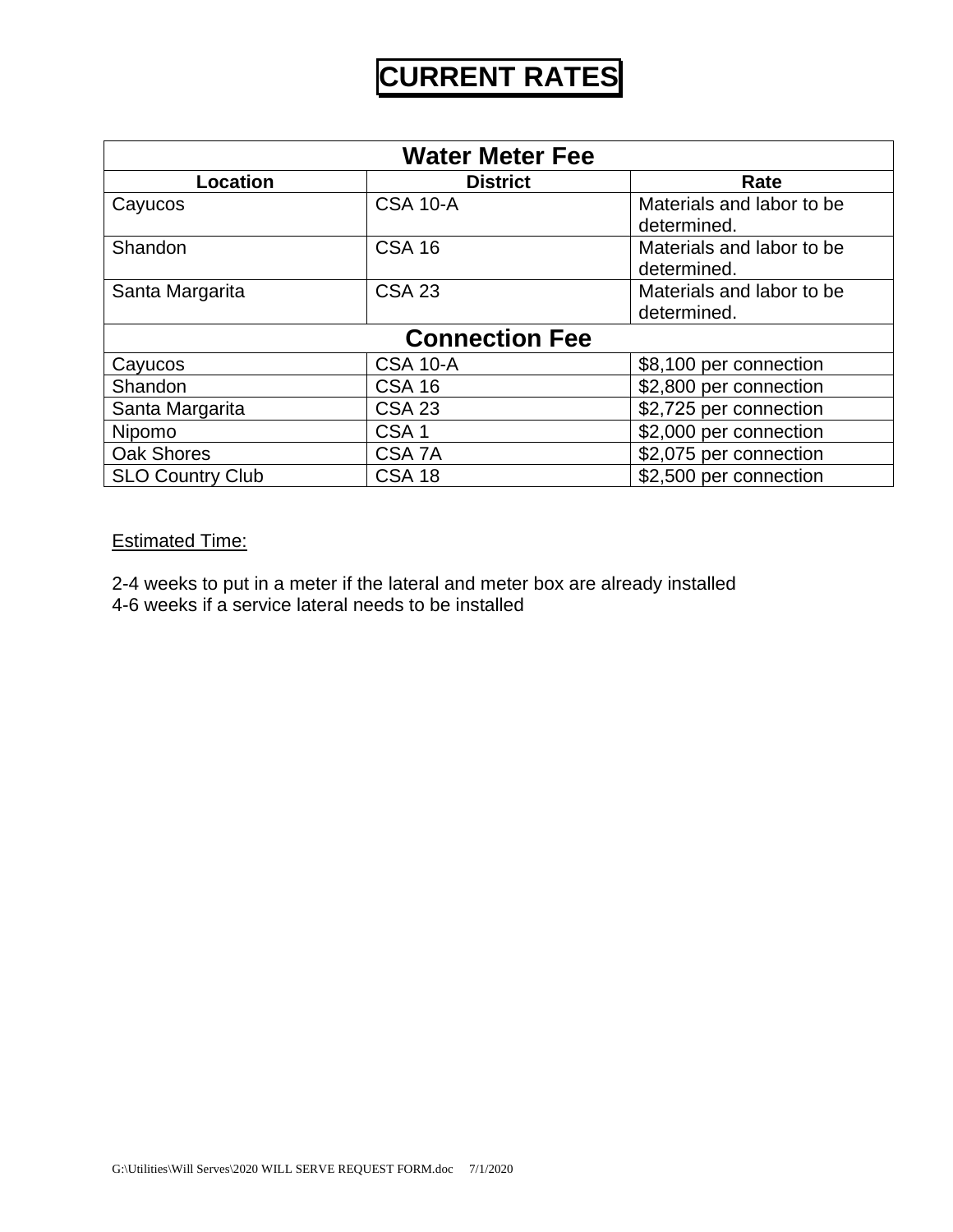# CURRENT RATES

| Water Meter Fee | | |
|---|---|---|
| **Location** | **District** | **Rate** |
| Cayucos | CSA 10-A | Materials and labor to be determined. |
| Shandon | CSA 16 | Materials and labor to be determined. |
| Santa Margarita | CSA 23 | Materials and labor to be determined. |
| **Connection Fee** | | |
| Cayucos | CSA 10-A | $8,100 per connection |
| Shandon | CSA 16 | $2,800 per connection |
| Santa Margarita | CSA 23 | $2,725 per connection |
| Nipomo | CSA 1 | $2,000 per connection |
| Oak Shores | CSA 7A | $2,075 per connection |
| SLO Country Club | CSA 18 | $2,500 per connection |

<u>Estimated Time:</u>

2-4 weeks to put in a meter if the lateral and meter box are already installed
4-6 weeks if a service lateral needs to be installed

G:\Utilities\Will Serves\2020 WILL SERVE REQUEST FORM.doc 7/1/2020